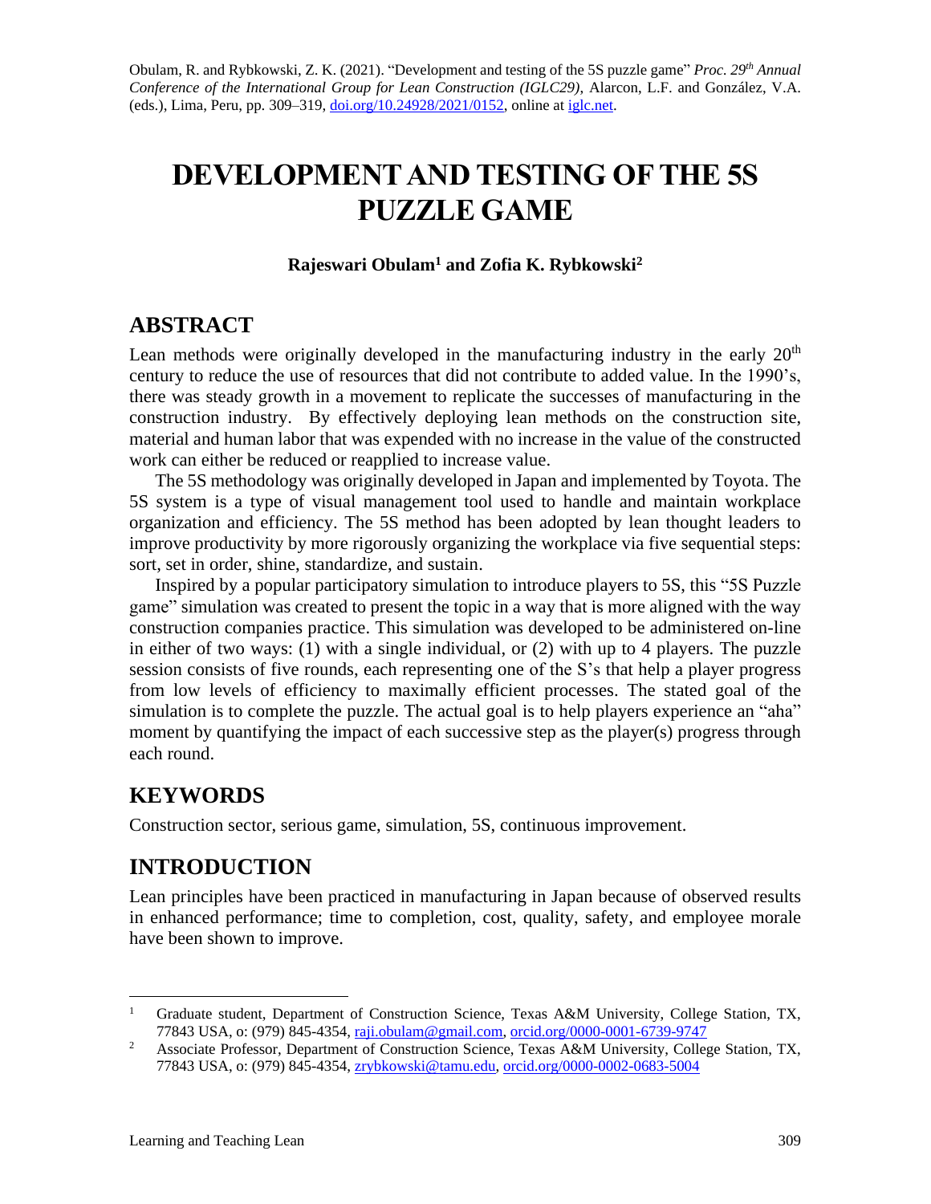Obulam, R. and Rybkowski, Z. K. (2021). "Development and testing of the 5S puzzle game" *Proc. 29th Annual Conference of the International Group for Lean Construction (IGLC29)*, Alarcon, L.F. and González, V.A. (eds.), Lima, Peru, pp. 309–319, doi.org/10.24928/2021/0152, online at iglc.net.

# DEVELOPMENT AND TESTING OF THE 5S PUZZLE GAME

**Rajeswari Obulam[1] and Zofia K. Rybkowski[2]**

## ABSTRACT

Lean methods were originally developed in the manufacturing industry in the early 20th century to reduce the use of resources that did not contribute to added value. In the 1990's, there was steady growth in a movement to replicate the successes of manufacturing in the construction industry. By effectively deploying lean methods on the construction site, material and human labor that was expended with no increase in the value of the constructed work can either be reduced or reapplied to increase value.

The 5S methodology was originally developed in Japan and implemented by Toyota. The 5S system is a type of visual management tool used to handle and maintain workplace organization and efficiency. The 5S method has been adopted by lean thought leaders to improve productivity by more rigorously organizing the workplace via five sequential steps: sort, set in order, shine, standardize, and sustain.

Inspired by a popular participatory simulation to introduce players to 5S, this "5S Puzzle game" simulation was created to present the topic in a way that is more aligned with the way construction companies practice. This simulation was developed to be administered on-line in either of two ways: (1) with a single individual, or (2) with up to 4 players. The puzzle session consists of five rounds, each representing one of the S's that help a player progress from low levels of efficiency to maximally efficient processes. The stated goal of the simulation is to complete the puzzle. The actual goal is to help players experience an "aha" moment by quantifying the impact of each successive step as the player(s) progress through each round.

## KEYWORDS

Construction sector, serious game, simulation, 5S, continuous improvement.

## INTRODUCTION

Lean principles have been practiced in manufacturing in Japan because of observed results in enhanced performance; time to completion, cost, quality, safety, and employee morale have been shown to improve.

---

[1] Graduate student, Department of Construction Science, Texas A&M University, College Station, TX, 77843 USA, o: (979) 845-4354, raji.obulam@gmail.com, orcid.org/0000-0001-6739-9747

[2] Associate Professor, Department of Construction Science, Texas A&M University, College Station, TX, 77843 USA, o: (979) 845-4354, zrybkowski@tamu.edu, orcid.org/0000-0002-0683-5004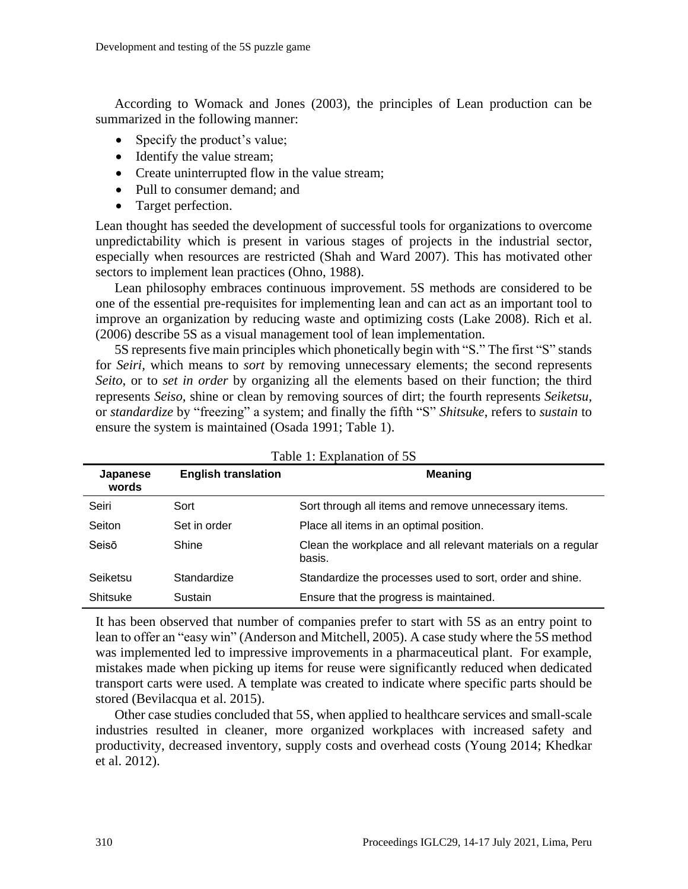According to Womack and Jones (2003), the principles of Lean production can be summarized in the following manner:

- Specify the product's value;
- Identify the value stream;
- Create uninterrupted flow in the value stream;
- Pull to consumer demand; and
- Target perfection.

Lean thought has seeded the development of successful tools for organizations to overcome unpredictability which is present in various stages of projects in the industrial sector, especially when resources are restricted (Shah and Ward 2007). This has motivated other sectors to implement lean practices (Ohno, 1988).

Lean philosophy embraces continuous improvement. 5S methods are considered to be one of the essential pre-requisites for implementing lean and can act as an important tool to improve an organization by reducing waste and optimizing costs (Lake 2008). Rich et al. (2006) describe 5S as a visual management tool of lean implementation.

5S represents five main principles which phonetically begin with "S." The first "S" stands for *Seiri*, which means to *sort* by removing unnecessary elements; the second represents *Seito*, or to *set in order* by organizing all the elements based on their function; the third represents *Seiso*, shine or clean by removing sources of dirt; the fourth represents *Seiketsu*, or *standardize* by "freezing" a system; and finally the fifth "S" *Shitsuke*, refers to *sustain* to ensure the system is maintained (Osada 1991; Table 1).

Table 1: Explanation of 5S

| Japanese words | English translation | Meaning |
|---|---|---|
| Seiri | Sort | Sort through all items and remove unnecessary items. |
| Seiton | Set in order | Place all items in an optimal position. |
| Seisō | Shine | Clean the workplace and all relevant materials on a regular basis. |
| Seiketsu | Standardize | Standardize the processes used to sort, order and shine. |
| Shitsuke | Sustain | Ensure that the progress is maintained. |

It has been observed that number of companies prefer to start with 5S as an entry point to lean to offer an "easy win" (Anderson and Mitchell, 2005). A case study where the 5S method was implemented led to impressive improvements in a pharmaceutical plant. For example, mistakes made when picking up items for reuse were significantly reduced when dedicated transport carts were used. A template was created to indicate where specific parts should be stored (Bevilacqua et al. 2015).

Other case studies concluded that 5S, when applied to healthcare services and small-scale industries resulted in cleaner, more organized workplaces with increased safety and productivity, decreased inventory, supply costs and overhead costs (Young 2014; Khedkar et al. 2012).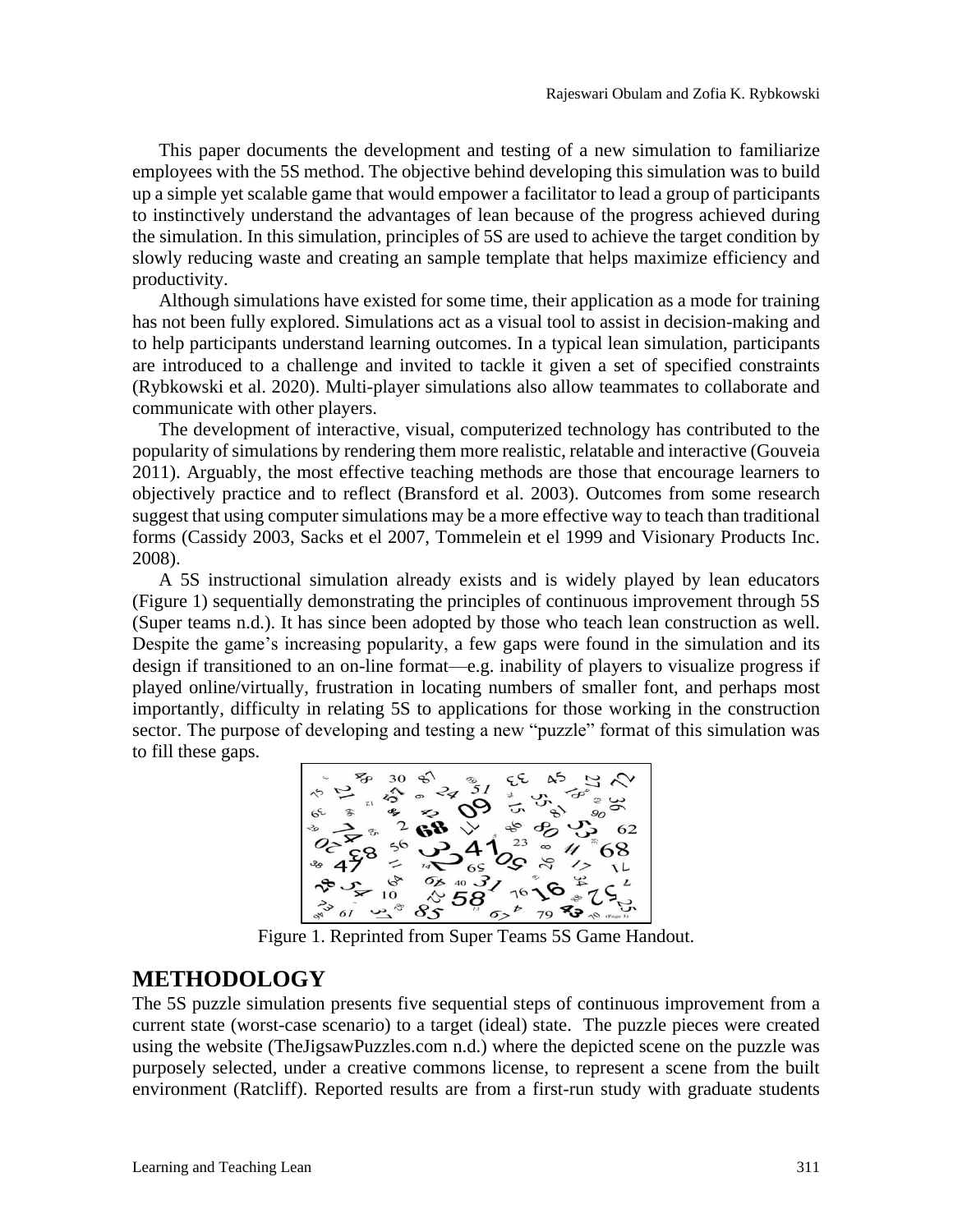This paper documents the development and testing of a new simulation to familiarize employees with the 5S method. The objective behind developing this simulation was to build up a simple yet scalable game that would empower a facilitator to lead a group of participants to instinctively understand the advantages of lean because of the progress achieved during the simulation. In this simulation, principles of 5S are used to achieve the target condition by slowly reducing waste and creating an sample template that helps maximize efficiency and productivity.

Although simulations have existed for some time, their application as a mode for training has not been fully explored. Simulations act as a visual tool to assist in decision-making and to help participants understand learning outcomes. In a typical lean simulation, participants are introduced to a challenge and invited to tackle it given a set of specified constraints (Rybkowski et al. 2020). Multi-player simulations also allow teammates to collaborate and communicate with other players.

The development of interactive, visual, computerized technology has contributed to the popularity of simulations by rendering them more realistic, relatable and interactive (Gouveia 2011). Arguably, the most effective teaching methods are those that encourage learners to objectively practice and to reflect (Bransford et al. 2003). Outcomes from some research suggest that using computer simulations may be a more effective way to teach than traditional forms (Cassidy 2003, Sacks et el 2007, Tommelein et el 1999 and Visionary Products Inc. 2008).

A 5S instructional simulation already exists and is widely played by lean educators (Figure 1) sequentially demonstrating the principles of continuous improvement through 5S (Super teams n.d.). It has since been adopted by those who teach lean construction as well. Despite the game's increasing popularity, a few gaps were found in the simulation and its design if transitioned to an on-line format—e.g. inability of players to visualize progress if played online/virtually, frustration in locating numbers of smaller font, and perhaps most importantly, difficulty in relating 5S to applications for those working in the construction sector. The purpose of developing and testing a new "puzzle" format of this simulation was to fill these gaps.

Figure 1. Reprinted from Super Teams 5S Game Handout.

## METHODOLOGY

The 5S puzzle simulation presents five sequential steps of continuous improvement from a current state (worst-case scenario) to a target (ideal) state. The puzzle pieces were created using the website (TheJigsawPuzzles.com n.d.) where the depicted scene on the puzzle was purposely selected, under a creative commons license, to represent a scene from the built environment (Ratcliff). Reported results are from a first-run study with graduate students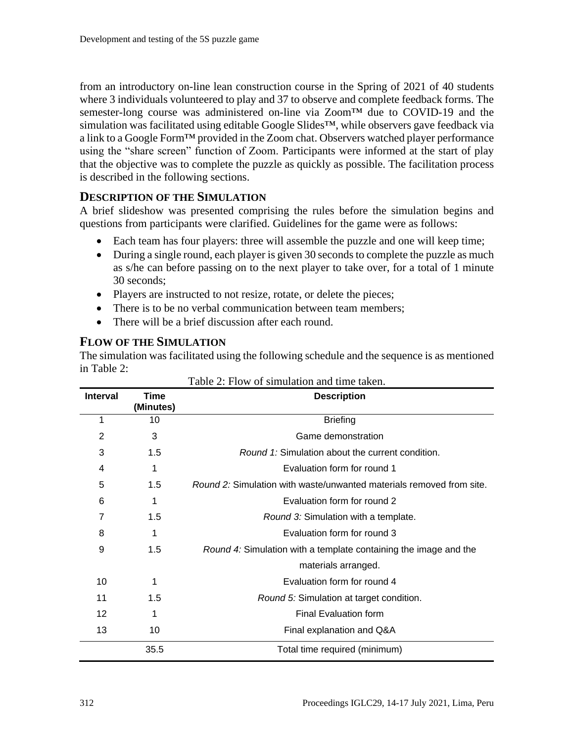from an introductory on-line lean construction course in the Spring of 2021 of 40 students where 3 individuals volunteered to play and 37 to observe and complete feedback forms. The semester-long course was administered on-line via Zoom™ due to COVID-19 and the simulation was facilitated using editable Google Slides™, while observers gave feedback via a link to a Google Form™ provided in the Zoom chat. Observers watched player performance using the "share screen" function of Zoom. Participants were informed at the start of play that the objective was to complete the puzzle as quickly as possible. The facilitation process is described in the following sections.

## DESCRIPTION OF THE SIMULATION

A brief slideshow was presented comprising the rules before the simulation begins and questions from participants were clarified. Guidelines for the game were as follows:

- Each team has four players: three will assemble the puzzle and one will keep time;
- During a single round, each player is given 30 seconds to complete the puzzle as much as s/he can before passing on to the next player to take over, for a total of 1 minute 30 seconds;
- Players are instructed to not resize, rotate, or delete the pieces;
- There is to be no verbal communication between team members;
- There will be a brief discussion after each round.

## FLOW OF THE SIMULATION

The simulation was facilitated using the following schedule and the sequence is as mentioned in Table 2:

Table 2: Flow of simulation and time taken.

| Interval | Time (Minutes) | Description |
|---|---|---|
| 1 | 10 | Briefing |
| 2 | 3 | Game demonstration |
| 3 | 1.5 | *Round 1:* Simulation about the current condition. |
| 4 | 1 | Evaluation form for round 1 |
| 5 | 1.5 | *Round 2:* Simulation with waste/unwanted materials removed from site. |
| 6 | 1 | Evaluation form for round 2 |
| 7 | 1.5 | *Round 3:* Simulation with a template. |
| 8 | 1 | Evaluation form for round 3 |
| 9 | 1.5 | *Round 4:* Simulation with a template containing the image and the materials arranged. |
| 10 | 1 | Evaluation form for round 4 |
| 11 | 1.5 | *Round 5:* Simulation at target condition. |
| 12 | 1 | Final Evaluation form |
| 13 | 10 | Final explanation and Q&A |
| | 35.5 | Total time required (minimum) |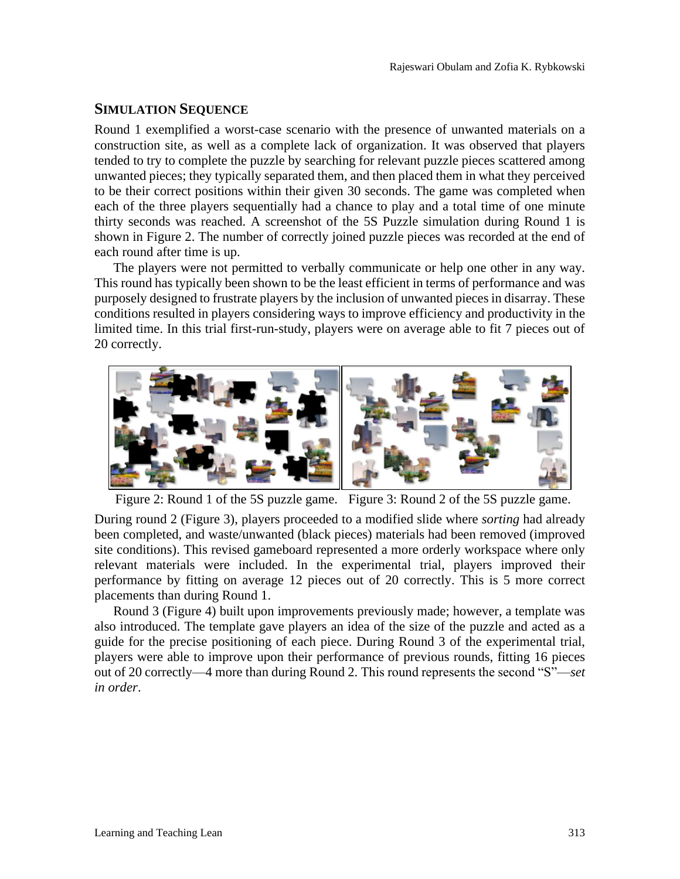## SIMULATION SEQUENCE

Round 1 exemplified a worst-case scenario with the presence of unwanted materials on a construction site, as well as a complete lack of organization. It was observed that players tended to try to complete the puzzle by searching for relevant puzzle pieces scattered among unwanted pieces; they typically separated them, and then placed them in what they perceived to be their correct positions within their given 30 seconds. The game was completed when each of the three players sequentially had a chance to play and a total time of one minute thirty seconds was reached. A screenshot of the 5S Puzzle simulation during Round 1 is shown in Figure 2. The number of correctly joined puzzle pieces was recorded at the end of each round after time is up.

The players were not permitted to verbally communicate or help one other in any way. This round has typically been shown to be the least efficient in terms of performance and was purposely designed to frustrate players by the inclusion of unwanted pieces in disarray. These conditions resulted in players considering ways to improve efficiency and productivity in the limited time. In this trial first-run-study, players were on average able to fit 7 pieces out of 20 correctly.

Figure 2: Round 1 of the 5S puzzle game. Figure 3: Round 2 of the 5S puzzle game.

During round 2 (Figure 3), players proceeded to a modified slide where *sorting* had already been completed, and waste/unwanted (black pieces) materials had been removed (improved site conditions). This revised gameboard represented a more orderly workspace where only relevant materials were included. In the experimental trial, players improved their performance by fitting on average 12 pieces out of 20 correctly. This is 5 more correct placements than during Round 1.

Round 3 (Figure 4) built upon improvements previously made; however, a template was also introduced. The template gave players an idea of the size of the puzzle and acted as a guide for the precise positioning of each piece. During Round 3 of the experimental trial, players were able to improve upon their performance of previous rounds, fitting 16 pieces out of 20 correctly—4 more than during Round 2. This round represents the second "S"—*set in order*.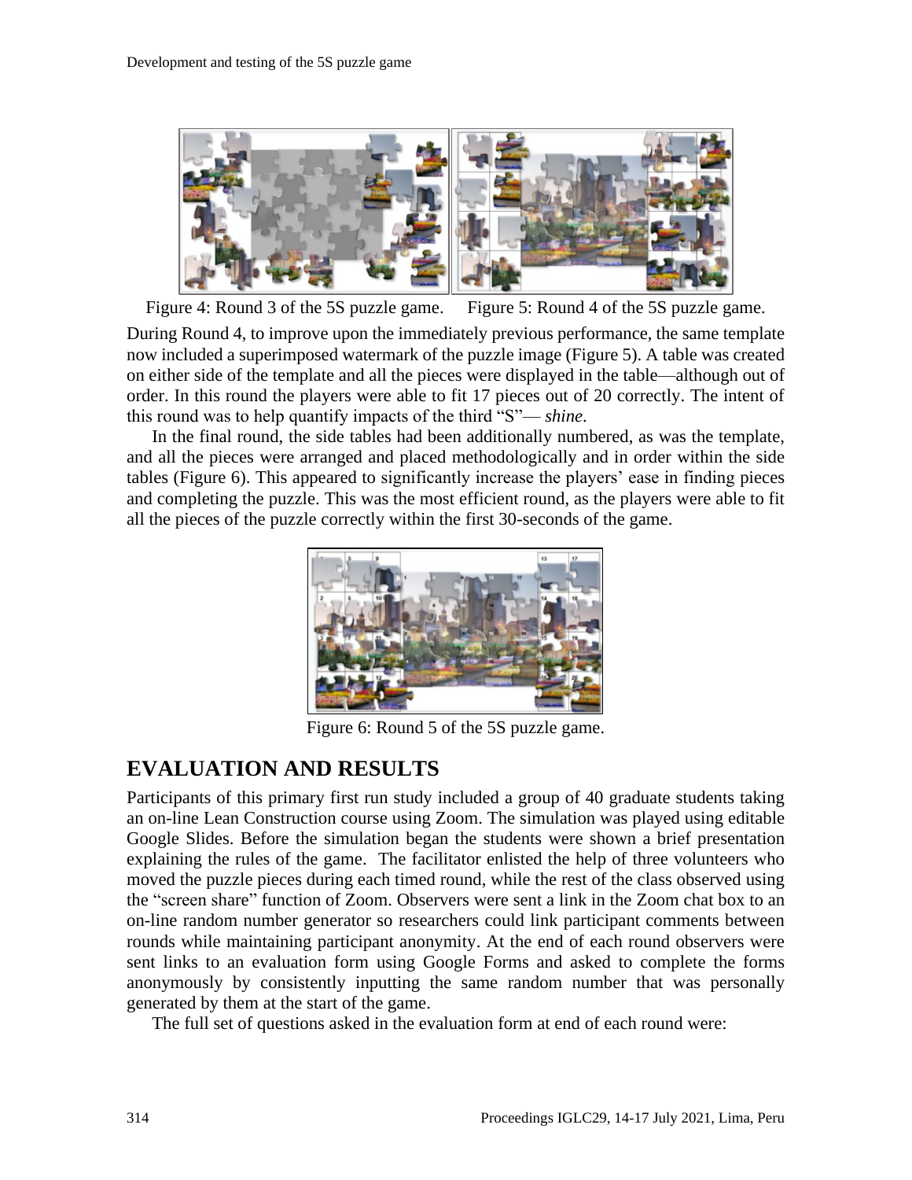Figure 4: Round 3 of the 5S puzzle game. Figure 5: Round 4 of the 5S puzzle game.

During Round 4, to improve upon the immediately previous performance, the same template now included a superimposed watermark of the puzzle image (Figure 5). A table was created on either side of the template and all the pieces were displayed in the table—although out of order. In this round the players were able to fit 17 pieces out of 20 correctly. The intent of this round was to help quantify impacts of the third "S"— *shine*.

In the final round, the side tables had been additionally numbered, as was the template, and all the pieces were arranged and placed methodologically and in order within the side tables (Figure 6). This appeared to significantly increase the players' ease in finding pieces and completing the puzzle. This was the most efficient round, as the players were able to fit all the pieces of the puzzle correctly within the first 30-seconds of the game.

Figure 6: Round 5 of the 5S puzzle game.

## EVALUATION AND RESULTS

Participants of this primary first run study included a group of 40 graduate students taking an on-line Lean Construction course using Zoom. The simulation was played using editable Google Slides. Before the simulation began the students were shown a brief presentation explaining the rules of the game. The facilitator enlisted the help of three volunteers who moved the puzzle pieces during each timed round, while the rest of the class observed using the "screen share" function of Zoom. Observers were sent a link in the Zoom chat box to an on-line random number generator so researchers could link participant comments between rounds while maintaining participant anonymity. At the end of each round observers were sent links to an evaluation form using Google Forms and asked to complete the forms anonymously by consistently inputting the same random number that was personally generated by them at the start of the game.

The full set of questions asked in the evaluation form at end of each round were: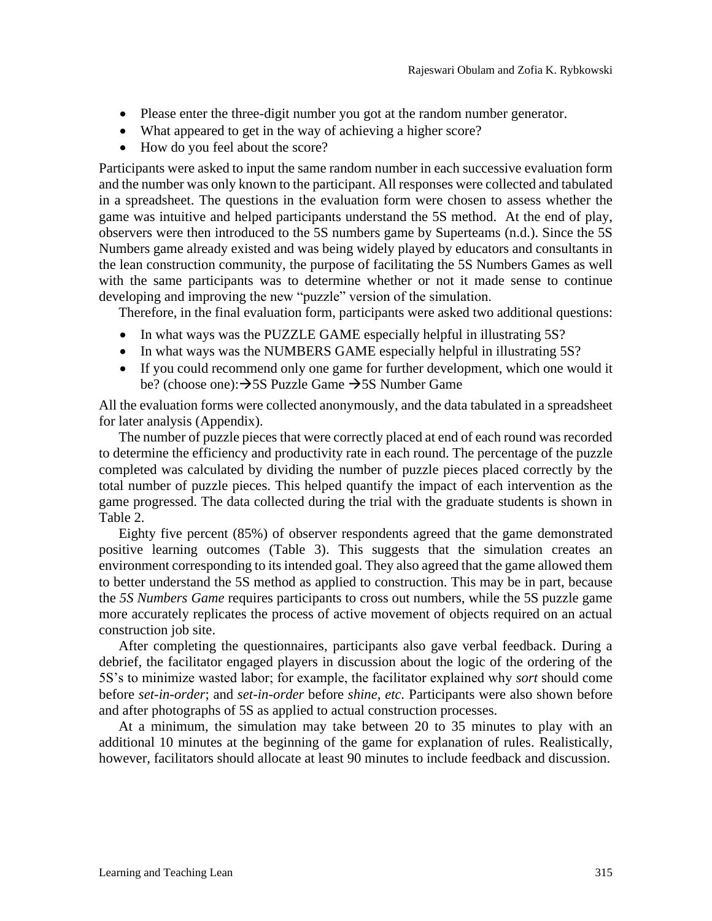- Please enter the three-digit number you got at the random number generator.
- What appeared to get in the way of achieving a higher score?
- How do you feel about the score?

Participants were asked to input the same random number in each successive evaluation form and the number was only known to the participant. All responses were collected and tabulated in a spreadsheet. The questions in the evaluation form were chosen to assess whether the game was intuitive and helped participants understand the 5S method. At the end of play, observers were then introduced to the 5S numbers game by Superteams (n.d.). Since the 5S Numbers game already existed and was being widely played by educators and consultants in the lean construction community, the purpose of facilitating the 5S Numbers Games as well with the same participants was to determine whether or not it made sense to continue developing and improving the new "puzzle" version of the simulation.

Therefore, in the final evaluation form, participants were asked two additional questions:

- In what ways was the PUZZLE GAME especially helpful in illustrating 5S?
- In what ways was the NUMBERS GAME especially helpful in illustrating 5S?
- If you could recommend only one game for further development, which one would it be? (choose one):→5S Puzzle Game →5S Number Game

All the evaluation forms were collected anonymously, and the data tabulated in a spreadsheet for later analysis (Appendix).

The number of puzzle pieces that were correctly placed at end of each round was recorded to determine the efficiency and productivity rate in each round. The percentage of the puzzle completed was calculated by dividing the number of puzzle pieces placed correctly by the total number of puzzle pieces. This helped quantify the impact of each intervention as the game progressed. The data collected during the trial with the graduate students is shown in Table 2.

Eighty five percent (85%) of observer respondents agreed that the game demonstrated positive learning outcomes (Table 3). This suggests that the simulation creates an environment corresponding to its intended goal. They also agreed that the game allowed them to better understand the 5S method as applied to construction. This may be in part, because the *5S Numbers Game* requires participants to cross out numbers, while the 5S puzzle game more accurately replicates the process of active movement of objects required on an actual construction job site.

After completing the questionnaires, participants also gave verbal feedback. During a debrief, the facilitator engaged players in discussion about the logic of the ordering of the 5S's to minimize wasted labor; for example, the facilitator explained why *sort* should come before *set-in-order*; and *set-in-order* before *shine, etc.* Participants were also shown before and after photographs of 5S as applied to actual construction processes.

At a minimum, the simulation may take between 20 to 35 minutes to play with an additional 10 minutes at the beginning of the game for explanation of rules. Realistically, however, facilitators should allocate at least 90 minutes to include feedback and discussion.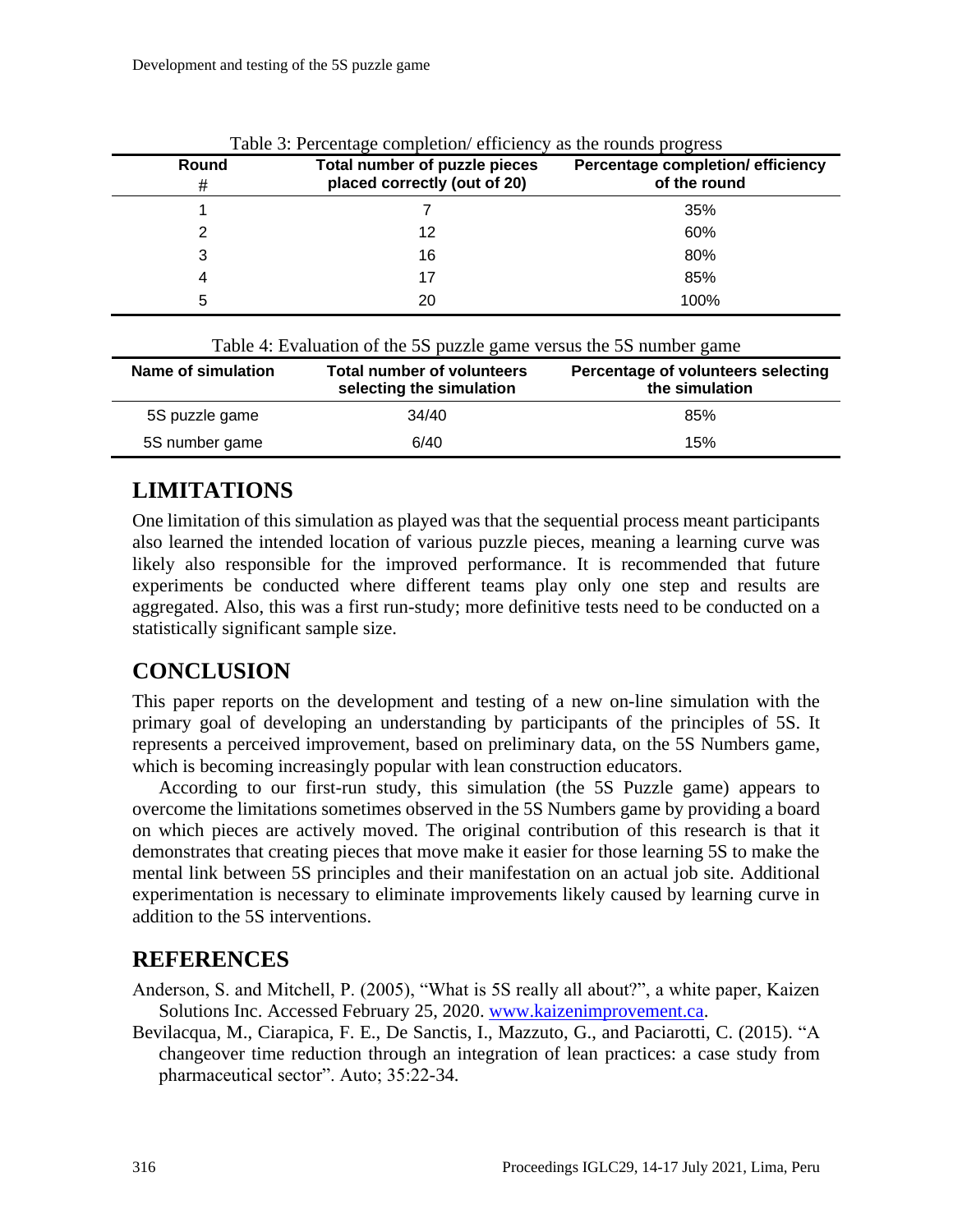Table 3: Percentage completion/ efficiency as the rounds progress

| Round # | Total number of puzzle pieces placed correctly (out of 20) | Percentage completion/ efficiency of the round |
|---|---|---|
| 1 | 7 | 35% |
| 2 | 12 | 60% |
| 3 | 16 | 80% |
| 4 | 17 | 85% |
| 5 | 20 | 100% |

Table 4: Evaluation of the 5S puzzle game versus the 5S number game

| Name of simulation | Total number of volunteers selecting the simulation | Percentage of volunteers selecting the simulation |
|---|---|---|
| 5S puzzle game | 34/40 | 85% |
| 5S number game | 6/40 | 15% |

## LIMITATIONS

One limitation of this simulation as played was that the sequential process meant participants also learned the intended location of various puzzle pieces, meaning a learning curve was likely also responsible for the improved performance. It is recommended that future experiments be conducted where different teams play only one step and results are aggregated. Also, this was a first run-study; more definitive tests need to be conducted on a statistically significant sample size.

## CONCLUSION

This paper reports on the development and testing of a new on-line simulation with the primary goal of developing an understanding by participants of the principles of 5S. It represents a perceived improvement, based on preliminary data, on the 5S Numbers game, which is becoming increasingly popular with lean construction educators.

According to our first-run study, this simulation (the 5S Puzzle game) appears to overcome the limitations sometimes observed in the 5S Numbers game by providing a board on which pieces are actively moved. The original contribution of this research is that it demonstrates that creating pieces that move make it easier for those learning 5S to make the mental link between 5S principles and their manifestation on an actual job site. Additional experimentation is necessary to eliminate improvements likely caused by learning curve in addition to the 5S interventions.

## REFERENCES

Anderson, S. and Mitchell, P. (2005), "What is 5S really all about?", a white paper, Kaizen Solutions Inc. Accessed February 25, 2020. www.kaizenimprovement.ca.

Bevilacqua, M., Ciarapica, F. E., De Sanctis, I., Mazzuto, G., and Paciarotti, C. (2015). "A changeover time reduction through an integration of lean practices: a case study from pharmaceutical sector". Auto; 35:22-34.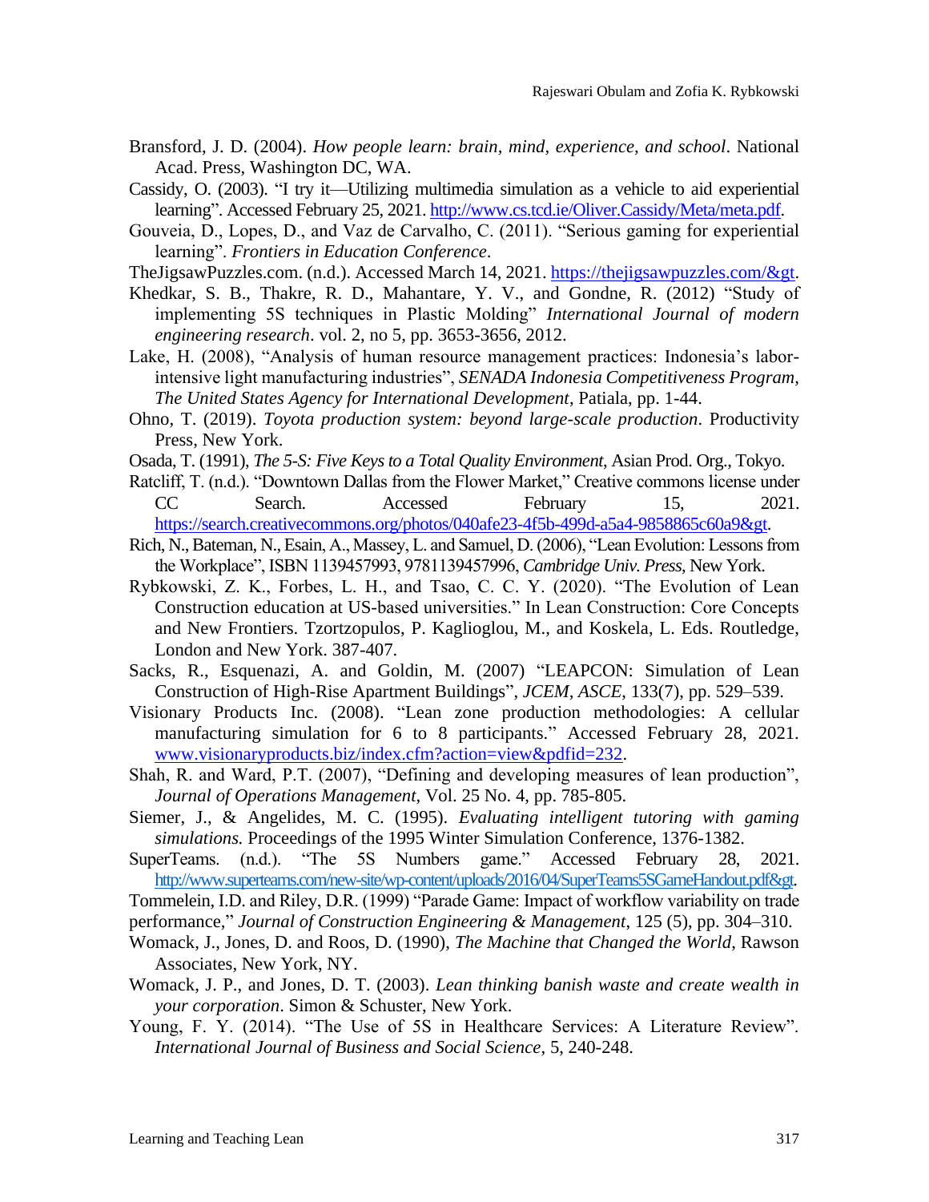Bransford, J. D. (2004). *How people learn: brain, mind, experience, and school*. National Acad. Press, Washington DC, WA.

Cassidy, O. (2003). "I try it—Utilizing multimedia simulation as a vehicle to aid experiential learning". Accessed February 25, 2021. http://www.cs.tcd.ie/Oliver.Cassidy/Meta/meta.pdf.

Gouveia, D., Lopes, D., and Vaz de Carvalho, C. (2011). "Serious gaming for experiential learning". *Frontiers in Education Conference*.

TheJigsawPuzzles.com. (n.d.). Accessed March 14, 2021. https://thejigsawpuzzles.com/&gt.

Khedkar, S. B., Thakre, R. D., Mahantare, Y. V., and Gondne, R. (2012) "Study of implementing 5S techniques in Plastic Molding" *International Journal of modern engineering research*. vol. 2, no 5, pp. 3653-3656, 2012.

Lake, H. (2008), "Analysis of human resource management practices: Indonesia's labor-intensive light manufacturing industries", *SENADA Indonesia Competitiveness Program, The United States Agency for International Development*, Patiala, pp. 1-44.

Ohno, T. (2019). *Toyota production system: beyond large-scale production*. Productivity Press, New York.

Osada, T. (1991), *The 5-S: Five Keys to a Total Quality Environment*, Asian Prod. Org., Tokyo.

Ratcliff, T. (n.d.). "Downtown Dallas from the Flower Market," Creative commons license under CC Search. Accessed February 15, 2021. https://search.creativecommons.org/photos/040afe23-4f5b-499d-a5a4-9858865c60a9&gt.

Rich, N., Bateman, N., Esain, A., Massey, L. and Samuel, D. (2006), "Lean Evolution: Lessons from the Workplace", ISBN 1139457993, 9781139457996, *Cambridge Univ. Press*, New York.

Rybkowski, Z. K., Forbes, L. H., and Tsao, C. C. Y. (2020). "The Evolution of Lean Construction education at US-based universities." In Lean Construction: Core Concepts and New Frontiers. Tzortzopulos, P. Kaglioglou, M., and Koskela, L. Eds. Routledge, London and New York. 387-407.

Sacks, R., Esquenazi, A. and Goldin, M. (2007) "LEAPCON: Simulation of Lean Construction of High-Rise Apartment Buildings", *JCEM, ASCE*, 133(7), pp. 529–539.

Visionary Products Inc. (2008). "Lean zone production methodologies: A cellular manufacturing simulation for 6 to 8 participants." Accessed February 28, 2021. www.visionaryproducts.biz/index.cfm?action=view&pdfid=232.

Shah, R. and Ward, P.T. (2007), "Defining and developing measures of lean production", *Journal of Operations Management*, Vol. 25 No. 4, pp. 785-805.

Siemer, J., & Angelides, M. C. (1995). *Evaluating intelligent tutoring with gaming simulations.* Proceedings of the 1995 Winter Simulation Conference, 1376-1382.

SuperTeams. (n.d.). "The 5S Numbers game." Accessed February 28, 2021. http://www.superteams.com/new-site/wp-content/uploads/2016/04/SuperTeams5SGameHandout.pdf&gt.

Tommelein, I.D. and Riley, D.R. (1999) "Parade Game: Impact of workflow variability on trade performance," *Journal of Construction Engineering & Management*, 125 (5), pp. 304–310.

Womack, J., Jones, D. and Roos, D. (1990), *The Machine that Changed the World*, Rawson Associates, New York, NY.

Womack, J. P., and Jones, D. T. (2003). *Lean thinking banish waste and create wealth in your corporation*. Simon & Schuster, New York.

Young, F. Y. (2014). "The Use of 5S in Healthcare Services: A Literature Review". *International Journal of Business and Social Science*, 5, 240-248.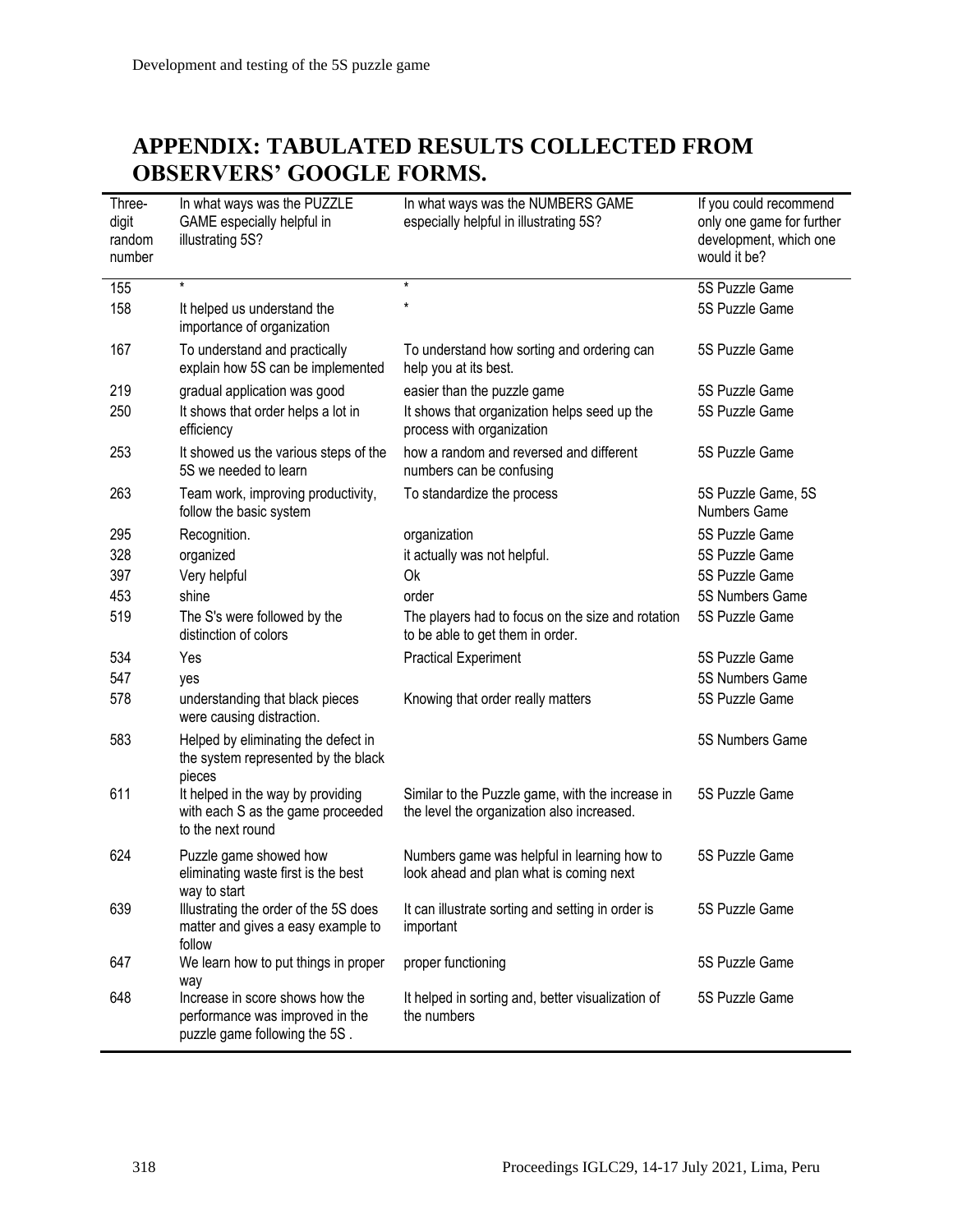# APPENDIX: TABULATED RESULTS COLLECTED FROM OBSERVERS' GOOGLE FORMS.

| Three-digit random number | In what ways was the PUZZLE GAME especially helpful in illustrating 5S? | In what ways was the NUMBERS GAME especially helpful in illustrating 5S? | If you could recommend only one game for further development, which one would it be? |
|---|---|---|---|
| 155 | * | * | 5S Puzzle Game |
| 158 | It helped us understand the importance of organization | * | 5S Puzzle Game |
| 167 | To understand and practically explain how 5S can be implemented | To understand how sorting and ordering can help you at its best. | 5S Puzzle Game |
| 219 | gradual application was good | easier than the puzzle game | 5S Puzzle Game |
| 250 | It shows that order helps a lot in efficiency | It shows that organization helps seed up the process with organization | 5S Puzzle Game |
| 253 | It showed us the various steps of the 5S we needed to learn | how a random and reversed and different numbers can be confusing | 5S Puzzle Game |
| 263 | Team work, improving productivity, follow the basic system | To standardize the process | 5S Puzzle Game, 5S Numbers Game |
| 295 | Recognition. | organization | 5S Puzzle Game |
| 328 | organized | it actually was not helpful. | 5S Puzzle Game |
| 397 | Very helpful | Ok | 5S Puzzle Game |
| 453 | shine | order | 5S Numbers Game |
| 519 | The S's were followed by the distinction of colors | The players had to focus on the size and rotation to be able to get them in order. | 5S Puzzle Game |
| 534 | Yes | Practical Experiment | 5S Puzzle Game |
| 547 | yes | | 5S Numbers Game |
| 578 | understanding that black pieces were causing distraction. | Knowing that order really matters | 5S Puzzle Game |
| 583 | Helped by eliminating the defect in the system represented by the black pieces | | 5S Numbers Game |
| 611 | It helped in the way by providing with each S as the game proceeded to the next round | Similar to the Puzzle game, with the increase in the level the organization also increased. | 5S Puzzle Game |
| 624 | Puzzle game showed how eliminating waste first is the best way to start | Numbers game was helpful in learning how to look ahead and plan what is coming next | 5S Puzzle Game |
| 639 | Illustrating the order of the 5S does matter and gives a easy example to follow | It can illustrate sorting and setting in order is important | 5S Puzzle Game |
| 647 | We learn how to put things in proper way | proper functioning | 5S Puzzle Game |
| 648 | Increase in score shows how the performance was improved in the puzzle game following the 5S . | It helped in sorting and, better visualization of the numbers | 5S Puzzle Game |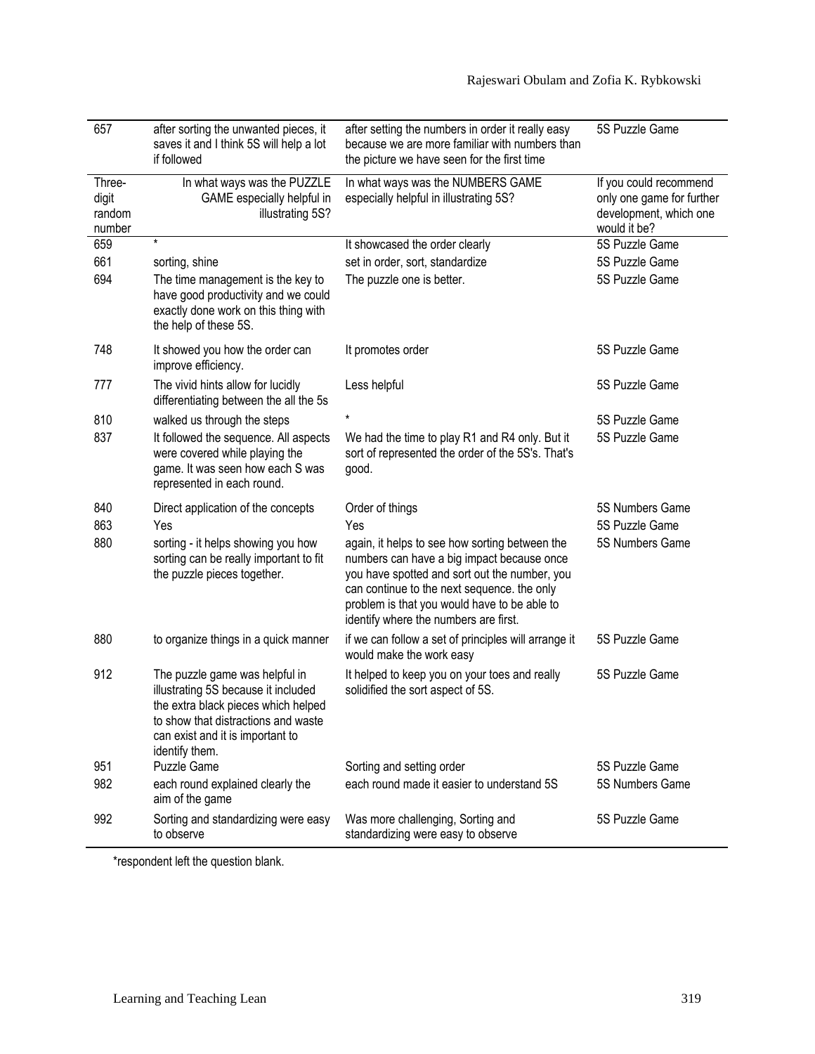| | | | |
|---|---|---|---|
| 657 | after sorting the unwanted pieces, it saves it and I think 5S will help a lot if followed | after setting the numbers in order it really easy because we are more familiar with numbers than the picture we have seen for the first time | 5S Puzzle Game |
| Three-digit random number | In what ways was the PUZZLE GAME especially helpful in illustrating 5S? | In what ways was the NUMBERS GAME especially helpful in illustrating 5S? | If you could recommend only one game for further development, which one would it be? |
| 659 | * | It showcased the order clearly | 5S Puzzle Game |
| 661 | sorting, shine | set in order, sort, standardize | 5S Puzzle Game |
| 694 | The time management is the key to have good productivity and we could exactly done work on this thing with the help of these 5S. | The puzzle one is better. | 5S Puzzle Game |
| 748 | It showed you how the order can improve efficiency. | It promotes order | 5S Puzzle Game |
| 777 | The vivid hints allow for lucidly differentiating between the all the 5s | Less helpful | 5S Puzzle Game |
| 810 | walked us through the steps | * | 5S Puzzle Game |
| 837 | It followed the sequence. All aspects were covered while playing the game. It was seen how each S was represented in each round. | We had the time to play R1 and R4 only. But it sort of represented the order of the 5S's. That's good. | 5S Puzzle Game |
| 840 | Direct application of the concepts | Order of things | 5S Numbers Game |
| 863 | Yes | Yes | 5S Puzzle Game |
| 880 | sorting - it helps showing you how sorting can be really important to fit the puzzle pieces together. | again, it helps to see how sorting between the numbers can have a big impact because once you have spotted and sort out the number, you can continue to the next sequence. the only problem is that you would have to be able to identify where the numbers are first. | 5S Numbers Game |
| 880 | to organize things in a quick manner | if we can follow a set of principles will arrange it would make the work easy | 5S Puzzle Game |
| 912 | The puzzle game was helpful in illustrating 5S because it included the extra black pieces which helped to show that distractions and waste can exist and it is important to identify them. | It helped to keep you on your toes and really solidified the sort aspect of 5S. | 5S Puzzle Game |
| 951 | Puzzle Game | Sorting and setting order | 5S Puzzle Game |
| 982 | each round explained clearly the aim of the game | each round made it easier to understand 5S | 5S Numbers Game |
| 992 | Sorting and standardizing were easy to observe | Was more challenging, Sorting and standardizing were easy to observe | 5S Puzzle Game |

*respondent left the question blank.